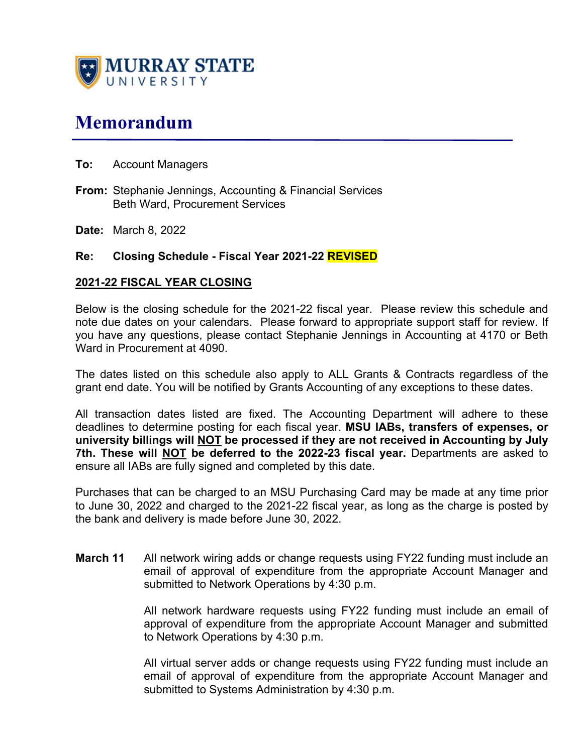MURRAY STATE UNIVERSITY

# Memorandum

**To:** Account Managers

**From:** Stephanie Jennings, Accounting & Financial Services
Beth Ward, Procurement Services

**Date:** March 8, 2022

**Re: Closing Schedule - Fiscal Year 2021-22 REVISED**

## 2021-22 FISCAL YEAR CLOSING

Below is the closing schedule for the 2021-22 fiscal year. Please review this schedule and note due dates on your calendars. Please forward to appropriate support staff for review. If you have any questions, please contact Stephanie Jennings in Accounting at 4170 or Beth Ward in Procurement at 4090.

The dates listed on this schedule also apply to ALL Grants & Contracts regardless of the grant end date. You will be notified by Grants Accounting of any exceptions to these dates.

All transaction dates listed are fixed. The Accounting Department will adhere to these deadlines to determine posting for each fiscal year. **MSU IABs, transfers of expenses, or university billings will NOT be processed if they are not received in Accounting by July 7th. These will NOT be deferred to the 2022-23 fiscal year.** Departments are asked to ensure all IABs are fully signed and completed by this date.

Purchases that can be charged to an MSU Purchasing Card may be made at any time prior to June 30, 2022 and charged to the 2021-22 fiscal year, as long as the charge is posted by the bank and delivery is made before June 30, 2022.

**March 11** All network wiring adds or change requests using FY22 funding must include an email of approval of expenditure from the appropriate Account Manager and submitted to Network Operations by 4:30 p.m.

All network hardware requests using FY22 funding must include an email of approval of expenditure from the appropriate Account Manager and submitted to Network Operations by 4:30 p.m.

All virtual server adds or change requests using FY22 funding must include an email of approval of expenditure from the appropriate Account Manager and submitted to Systems Administration by 4:30 p.m.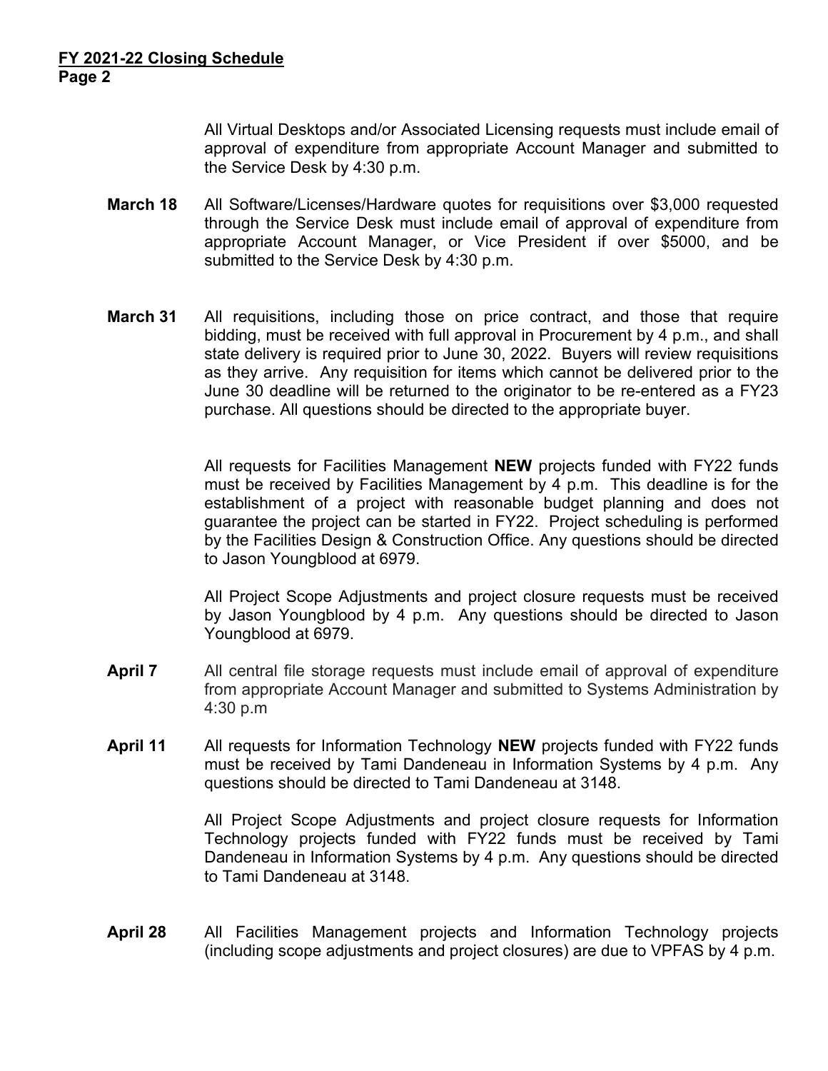All Virtual Desktops and/or Associated Licensing requests must include email of approval of expenditure from appropriate Account Manager and submitted to the Service Desk by 4:30 p.m.

**March 18** All Software/Licenses/Hardware quotes for requisitions over $3,000 requested through the Service Desk must include email of approval of expenditure from appropriate Account Manager, or Vice President if over $5000, and be submitted to the Service Desk by 4:30 p.m.

**March 31** All requisitions, including those on price contract, and those that require bidding, must be received with full approval in Procurement by 4 p.m., and shall state delivery is required prior to June 30, 2022. Buyers will review requisitions as they arrive. Any requisition for items which cannot be delivered prior to the June 30 deadline will be returned to the originator to be re-entered as a FY23 purchase. All questions should be directed to the appropriate buyer.

All requests for Facilities Management **NEW** projects funded with FY22 funds must be received by Facilities Management by 4 p.m. This deadline is for the establishment of a project with reasonable budget planning and does not guarantee the project can be started in FY22. Project scheduling is performed by the Facilities Design & Construction Office. Any questions should be directed to Jason Youngblood at 6979.

All Project Scope Adjustments and project closure requests must be received by Jason Youngblood by 4 p.m. Any questions should be directed to Jason Youngblood at 6979.

**April 7** All central file storage requests must include email of approval of expenditure from appropriate Account Manager and submitted to Systems Administration by 4:30 p.m

**April 11** All requests for Information Technology **NEW** projects funded with FY22 funds must be received by Tami Dandeneau in Information Systems by 4 p.m. Any questions should be directed to Tami Dandeneau at 3148.

All Project Scope Adjustments and project closure requests for Information Technology projects funded with FY22 funds must be received by Tami Dandeneau in Information Systems by 4 p.m. Any questions should be directed to Tami Dandeneau at 3148.

**April 28** All Facilities Management projects and Information Technology projects (including scope adjustments and project closures) are due to VPFAS by 4 p.m.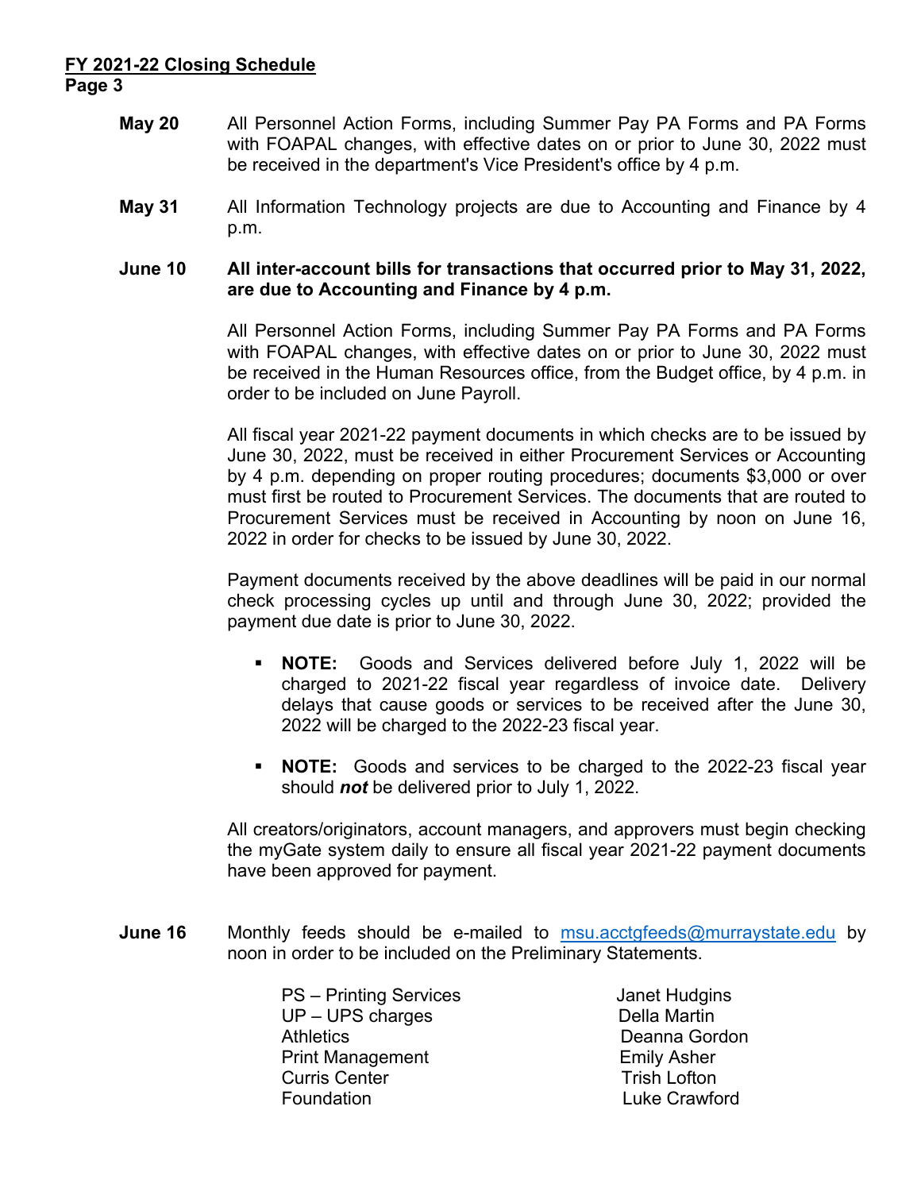**May 20** All Personnel Action Forms, including Summer Pay PA Forms and PA Forms with FOAPAL changes, with effective dates on or prior to June 30, 2022 must be received in the department's Vice President's office by 4 p.m.

**May 31** All Information Technology projects are due to Accounting and Finance by 4 p.m.

**June 10** **All inter-account bills for transactions that occurred prior to May 31, 2022, are due to Accounting and Finance by 4 p.m.**

All Personnel Action Forms, including Summer Pay PA Forms and PA Forms with FOAPAL changes, with effective dates on or prior to June 30, 2022 must be received in the Human Resources office, from the Budget office, by 4 p.m. in order to be included on June Payroll.

All fiscal year 2021-22 payment documents in which checks are to be issued by June 30, 2022, must be received in either Procurement Services or Accounting by 4 p.m. depending on proper routing procedures; documents $3,000 or over must first be routed to Procurement Services. The documents that are routed to Procurement Services must be received in Accounting by noon on June 16, 2022 in order for checks to be issued by June 30, 2022.

Payment documents received by the above deadlines will be paid in our normal check processing cycles up until and through June 30, 2022; provided the payment due date is prior to June 30, 2022.

- **NOTE:** Goods and Services delivered before July 1, 2022 will be charged to 2021-22 fiscal year regardless of invoice date. Delivery delays that cause goods or services to be received after the June 30, 2022 will be charged to the 2022-23 fiscal year.
- **NOTE:** Goods and services to be charged to the 2022-23 fiscal year should ***not*** be delivered prior to July 1, 2022.

All creators/originators, account managers, and approvers must begin checking the myGate system daily to ensure all fiscal year 2021-22 payment documents have been approved for payment.

**June 16** Monthly feeds should be e-mailed to msu.acctgfeeds@murraystate.edu by noon in order to be included on the Preliminary Statements.

| | |
|---|---|
| PS – Printing Services | Janet Hudgins |
| UP – UPS charges | Della Martin |
| Athletics | Deanna Gordon |
| Print Management | Emily Asher |
| Curris Center | Trish Lofton |
| Foundation | Luke Crawford |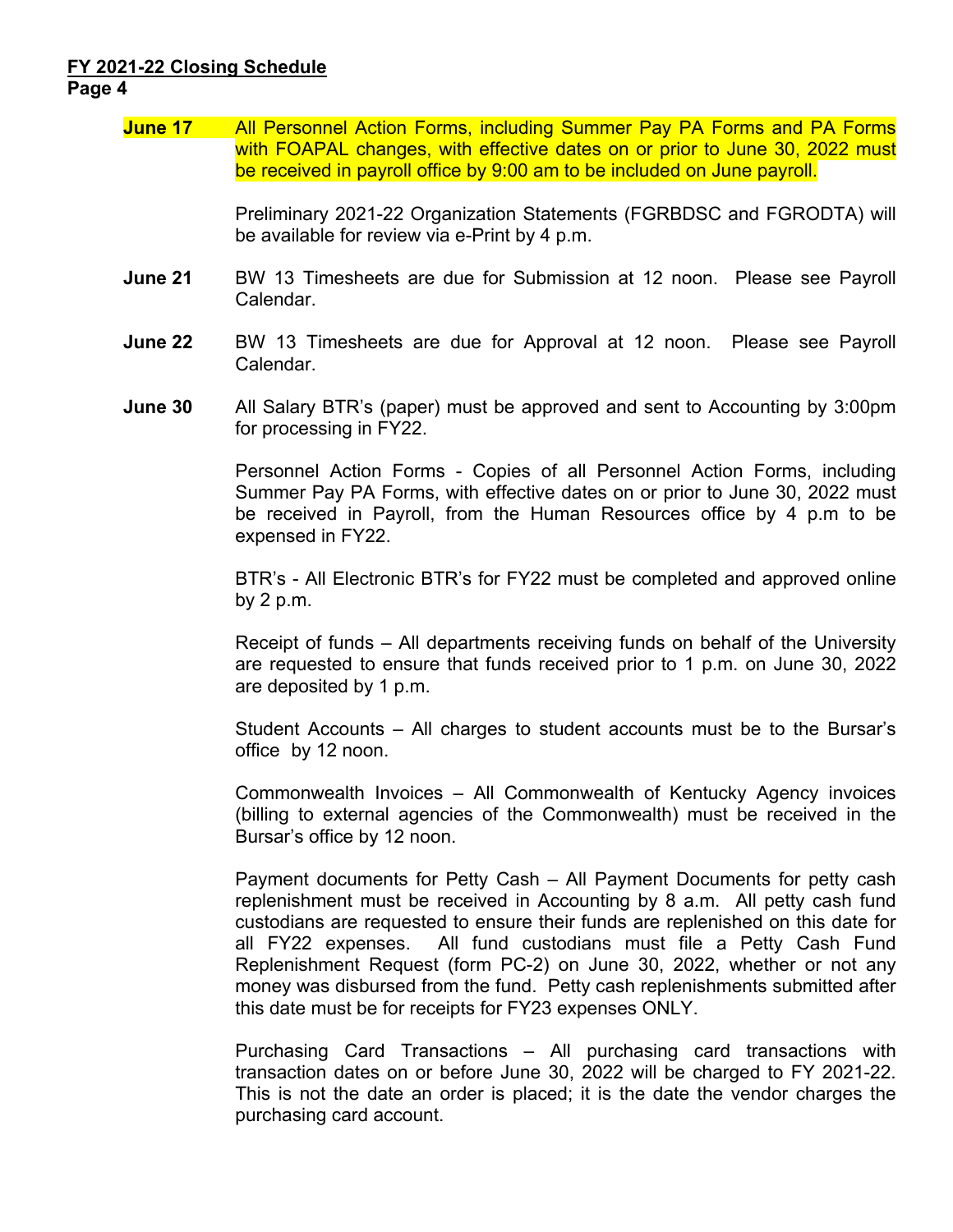**June 17** All Personnel Action Forms, including Summer Pay PA Forms and PA Forms with FOAPAL changes, with effective dates on or prior to June 30, 2022 must be received in payroll office by 9:00 am to be included on June payroll.

Preliminary 2021-22 Organization Statements (FGRBDSC and FGRODTA) will be available for review via e-Print by 4 p.m.

**June 21** BW 13 Timesheets are due for Submission at 12 noon. Please see Payroll Calendar.

**June 22** BW 13 Timesheets are due for Approval at 12 noon. Please see Payroll Calendar.

**June 30** All Salary BTR's (paper) must be approved and sent to Accounting by 3:00pm for processing in FY22.

Personnel Action Forms - Copies of all Personnel Action Forms, including Summer Pay PA Forms, with effective dates on or prior to June 30, 2022 must be received in Payroll, from the Human Resources office by 4 p.m to be expensed in FY22.

BTR's - All Electronic BTR's for FY22 must be completed and approved online by 2 p.m.

Receipt of funds – All departments receiving funds on behalf of the University are requested to ensure that funds received prior to 1 p.m. on June 30, 2022 are deposited by 1 p.m.

Student Accounts – All charges to student accounts must be to the Bursar's office by 12 noon.

Commonwealth Invoices – All Commonwealth of Kentucky Agency invoices (billing to external agencies of the Commonwealth) must be received in the Bursar's office by 12 noon.

Payment documents for Petty Cash – All Payment Documents for petty cash replenishment must be received in Accounting by 8 a.m. All petty cash fund custodians are requested to ensure their funds are replenished on this date for all FY22 expenses. All fund custodians must file a Petty Cash Fund Replenishment Request (form PC-2) on June 30, 2022, whether or not any money was disbursed from the fund. Petty cash replenishments submitted after this date must be for receipts for FY23 expenses ONLY.

Purchasing Card Transactions – All purchasing card transactions with transaction dates on or before June 30, 2022 will be charged to FY 2021-22. This is not the date an order is placed; it is the date the vendor charges the purchasing card account.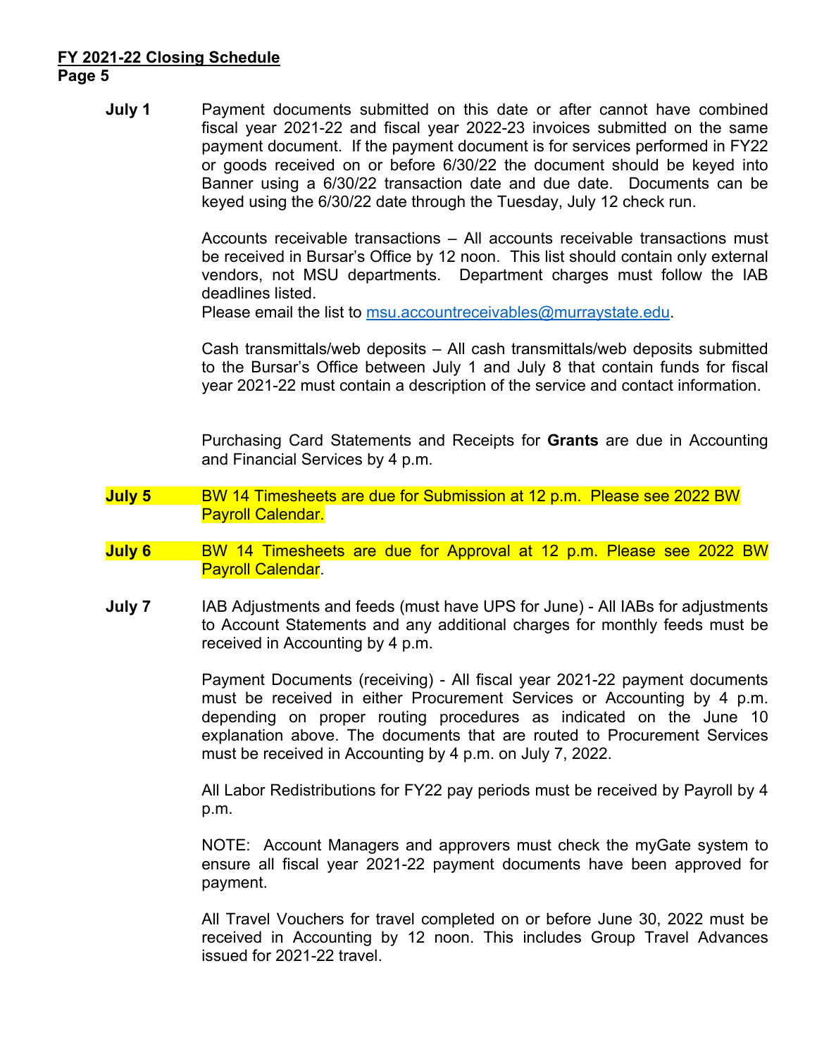**July 1** Payment documents submitted on this date or after cannot have combined fiscal year 2021-22 and fiscal year 2022-23 invoices submitted on the same payment document. If the payment document is for services performed in FY22 or goods received on or before 6/30/22 the document should be keyed into Banner using a 6/30/22 transaction date and due date. Documents can be keyed using the 6/30/22 date through the Tuesday, July 12 check run.

Accounts receivable transactions – All accounts receivable transactions must be received in Bursar's Office by 12 noon. This list should contain only external vendors, not MSU departments. Department charges must follow the IAB deadlines listed.
Please email the list to msu.accountreceivables@murraystate.edu.

Cash transmittals/web deposits – All cash transmittals/web deposits submitted to the Bursar's Office between July 1 and July 8 that contain funds for fiscal year 2021-22 must contain a description of the service and contact information.

Purchasing Card Statements and Receipts for **Grants** are due in Accounting and Financial Services by 4 p.m.

**July 5** BW 14 Timesheets are due for Submission at 12 p.m. Please see 2022 BW Payroll Calendar.

**July 6** BW 14 Timesheets are due for Approval at 12 p.m. Please see 2022 BW Payroll Calendar.

**July 7** IAB Adjustments and feeds (must have UPS for June) - All IABs for adjustments to Account Statements and any additional charges for monthly feeds must be received in Accounting by 4 p.m.

Payment Documents (receiving) - All fiscal year 2021-22 payment documents must be received in either Procurement Services or Accounting by 4 p.m. depending on proper routing procedures as indicated on the June 10 explanation above. The documents that are routed to Procurement Services must be received in Accounting by 4 p.m. on July 7, 2022.

All Labor Redistributions for FY22 pay periods must be received by Payroll by 4 p.m.

NOTE: Account Managers and approvers must check the myGate system to ensure all fiscal year 2021-22 payment documents have been approved for payment.

All Travel Vouchers for travel completed on or before June 30, 2022 must be received in Accounting by 12 noon. This includes Group Travel Advances issued for 2021-22 travel.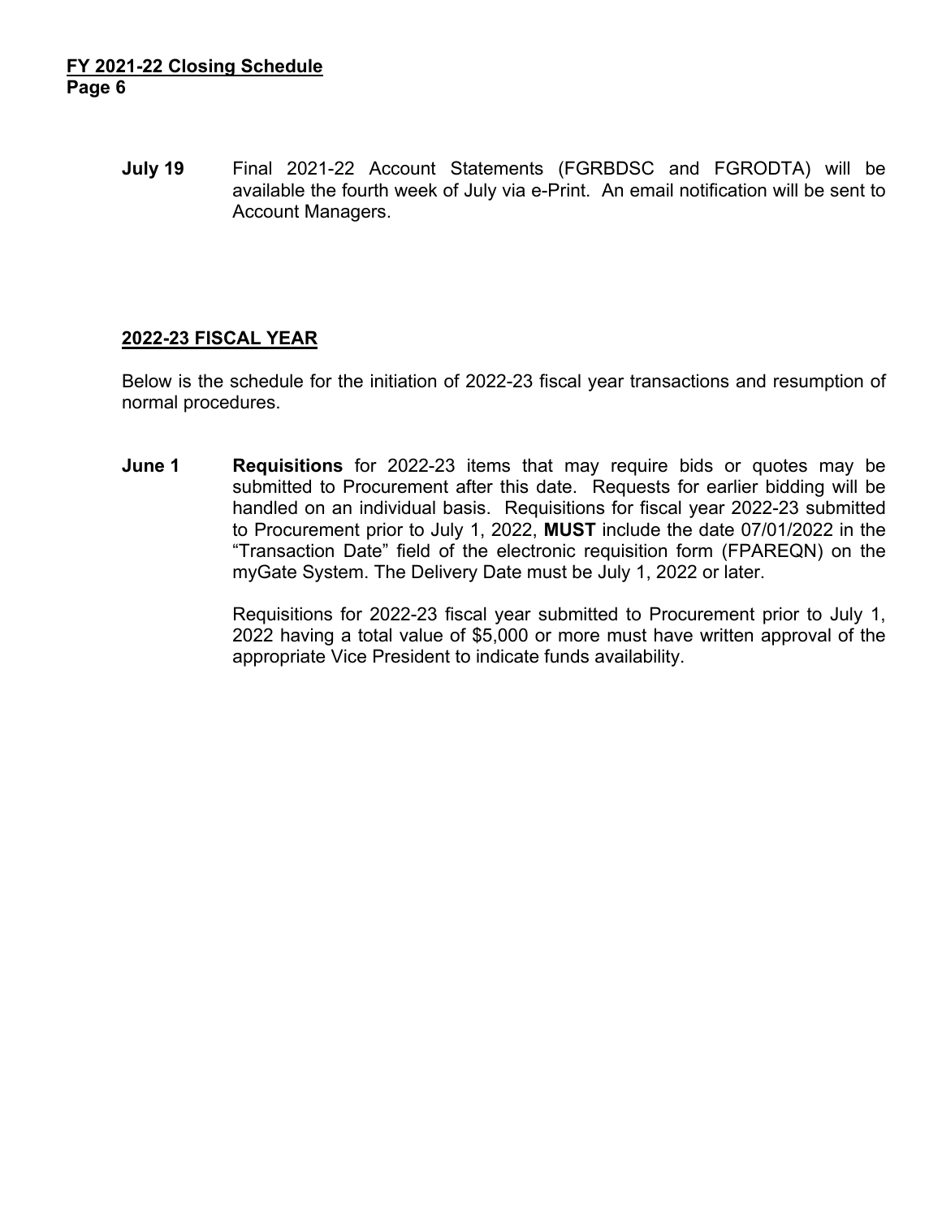**July 19** Final 2021-22 Account Statements (FGRBDSC and FGRODTA) will be available the fourth week of July via e-Print. An email notification will be sent to Account Managers.

## 2022-23 FISCAL YEAR

Below is the schedule for the initiation of 2022-23 fiscal year transactions and resumption of normal procedures.

**June 1** **Requisitions** for 2022-23 items that may require bids or quotes may be submitted to Procurement after this date. Requests for earlier bidding will be handled on an individual basis. Requisitions for fiscal year 2022-23 submitted to Procurement prior to July 1, 2022, **MUST** include the date 07/01/2022 in the "Transaction Date" field of the electronic requisition form (FPAREQN) on the myGate System. The Delivery Date must be July 1, 2022 or later.

Requisitions for 2022-23 fiscal year submitted to Procurement prior to July 1, 2022 having a total value of $5,000 or more must have written approval of the appropriate Vice President to indicate funds availability.